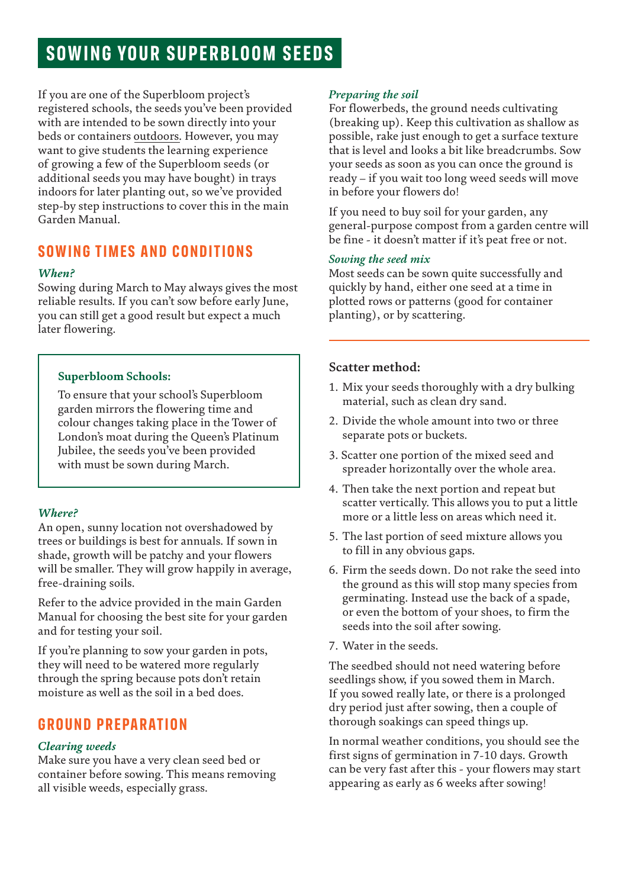# SOWING YOUR SUPERBLOOM SEEDS

If you are one of the Superbloom project's registered schools, the seeds you've been provided with are intended to be sown directly into your beds or containers outdoors. However, you may want to give students the learning experience of growing a few of the Superbloom seeds (or additional seeds you may have bought) in trays indoors for later planting out, so we've provided step-by step instructions to cover this in the main Garden Manual.

## SOWING TIMES AND CONDITIONS

### *When?*

Sowing during March to May always gives the most reliable results. If you can't sow before early June, you can still get a good result but expect a much later flowering.

> **Superbloom Schools:**
>
> To ensure that your school's Superbloom garden mirrors the flowering time and colour changes taking place in the Tower of London's moat during the Queen's Platinum Jubilee, the seeds you've been provided with must be sown during March.

### *Where?*

An open, sunny location not overshadowed by trees or buildings is best for annuals. If sown in shade, growth will be patchy and your flowers will be smaller. They will grow happily in average, free-draining soils.

Refer to the advice provided in the main Garden Manual for choosing the best site for your garden and for testing your soil.

If you're planning to sow your garden in pots, they will need to be watered more regularly through the spring because pots don't retain moisture as well as the soil in a bed does.

## GROUND PREPARATION

### *Clearing weeds*

Make sure you have a very clean seed bed or container before sowing. This means removing all visible weeds, especially grass.

### *Preparing the soil*

For flowerbeds, the ground needs cultivating (breaking up). Keep this cultivation as shallow as possible, rake just enough to get a surface texture that is level and looks a bit like breadcrumbs. Sow your seeds as soon as you can once the ground is ready – if you wait too long weed seeds will move in before your flowers do!

If you need to buy soil for your garden, any general-purpose compost from a garden centre will be fine - it doesn't matter if it's peat free or not.

### *Sowing the seed mix*

Most seeds can be sown quite successfully and quickly by hand, either one seed at a time in plotted rows or patterns (good for container planting), or by scattering.

---

**Scatter method:**

1. Mix your seeds thoroughly with a dry bulking material, such as clean dry sand.
2. Divide the whole amount into two or three separate pots or buckets.
3. Scatter one portion of the mixed seed and spreader horizontally over the whole area.
4. Then take the next portion and repeat but scatter vertically. This allows you to put a little more or a little less on areas which need it.
5. The last portion of seed mixture allows you to fill in any obvious gaps.
6. Firm the seeds down. Do not rake the seed into the ground as this will stop many species from germinating. Instead use the back of a spade, or even the bottom of your shoes, to firm the seeds into the soil after sowing.
7. Water in the seeds.

The seedbed should not need watering before seedlings show, if you sowed them in March. If you sowed really late, or there is a prolonged dry period just after sowing, then a couple of thorough soakings can speed things up.

In normal weather conditions, you should see the first signs of germination in 7-10 days. Growth can be very fast after this - your flowers may start appearing as early as 6 weeks after sowing!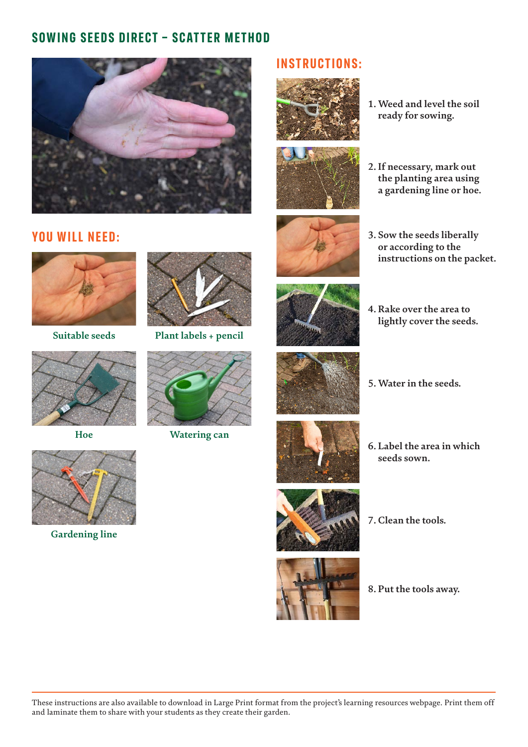# SOWING SEEDS DIRECT – SCATTER METHOD

## YOU WILL NEED:

- Suitable seeds
- Plant labels + pencil
- Hoe
- Watering can
- Gardening line

## INSTRUCTIONS:

1. Weed and level the soil ready for sowing.
2. If necessary, mark out the planting area using a gardening line or hoe.
3. Sow the seeds liberally or according to the instructions on the packet.
4. Rake over the area to lightly cover the seeds.
5. Water in the seeds.
6. Label the area in which seeds sown.
7. Clean the tools.
8. Put the tools away.

---

These instructions are also available to download in Large Print format from the project's learning resources webpage. Print them off and laminate them to share with your students as they create their garden.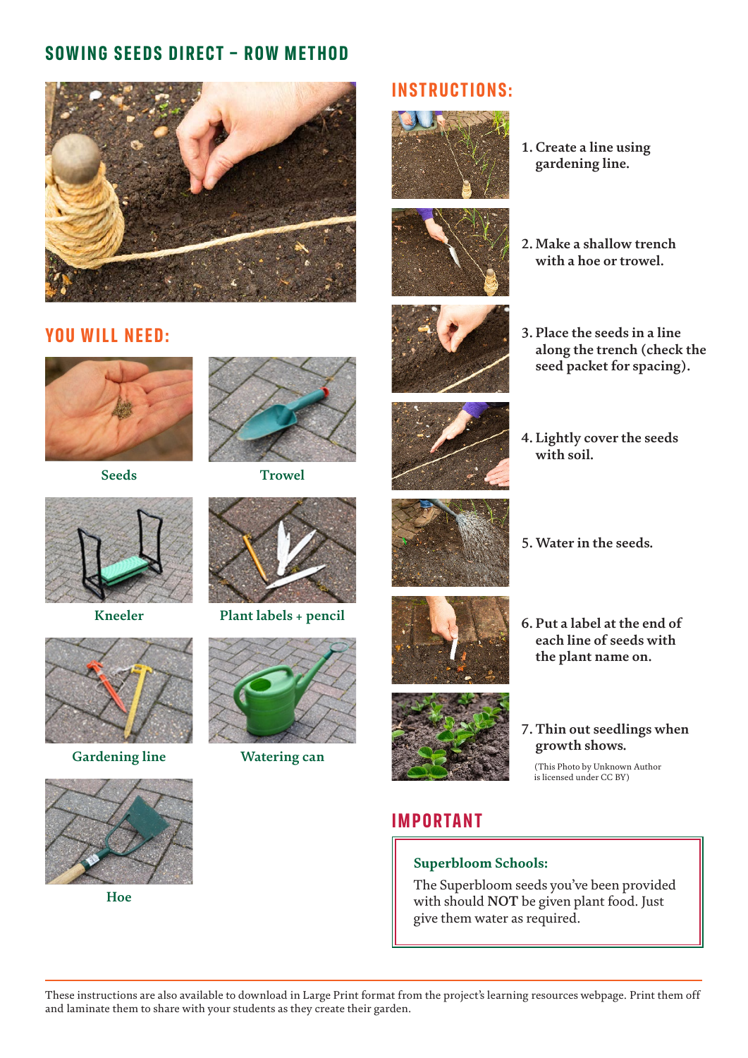# SOWING SEEDS DIRECT – ROW METHOD

## YOU WILL NEED:

Seeds

Trowel

Kneeler

Plant labels + pencil

Gardening line

Watering can

Hoe

## INSTRUCTIONS:

1. **Create a line using gardening line.**
2. **Make a shallow trench with a hoe or trowel.**
3. **Place the seeds in a line along the trench (check the seed packet for spacing).**
4. **Lightly cover the seeds with soil.**
5. **Water in the seeds.**
6. **Put a label at the end of each line of seeds with the plant name on.**
7. **Thin out seedlings when growth shows.**

(This Photo by Unknown Author is licensed under CC BY)

## IMPORTANT

**Superbloom Schools:**

The Superbloom seeds you've been provided with should **NOT** be given plant food. Just give them water as required.

These instructions are also available to download in Large Print format from the project's learning resources webpage. Print them off and laminate them to share with your students as they create their garden.